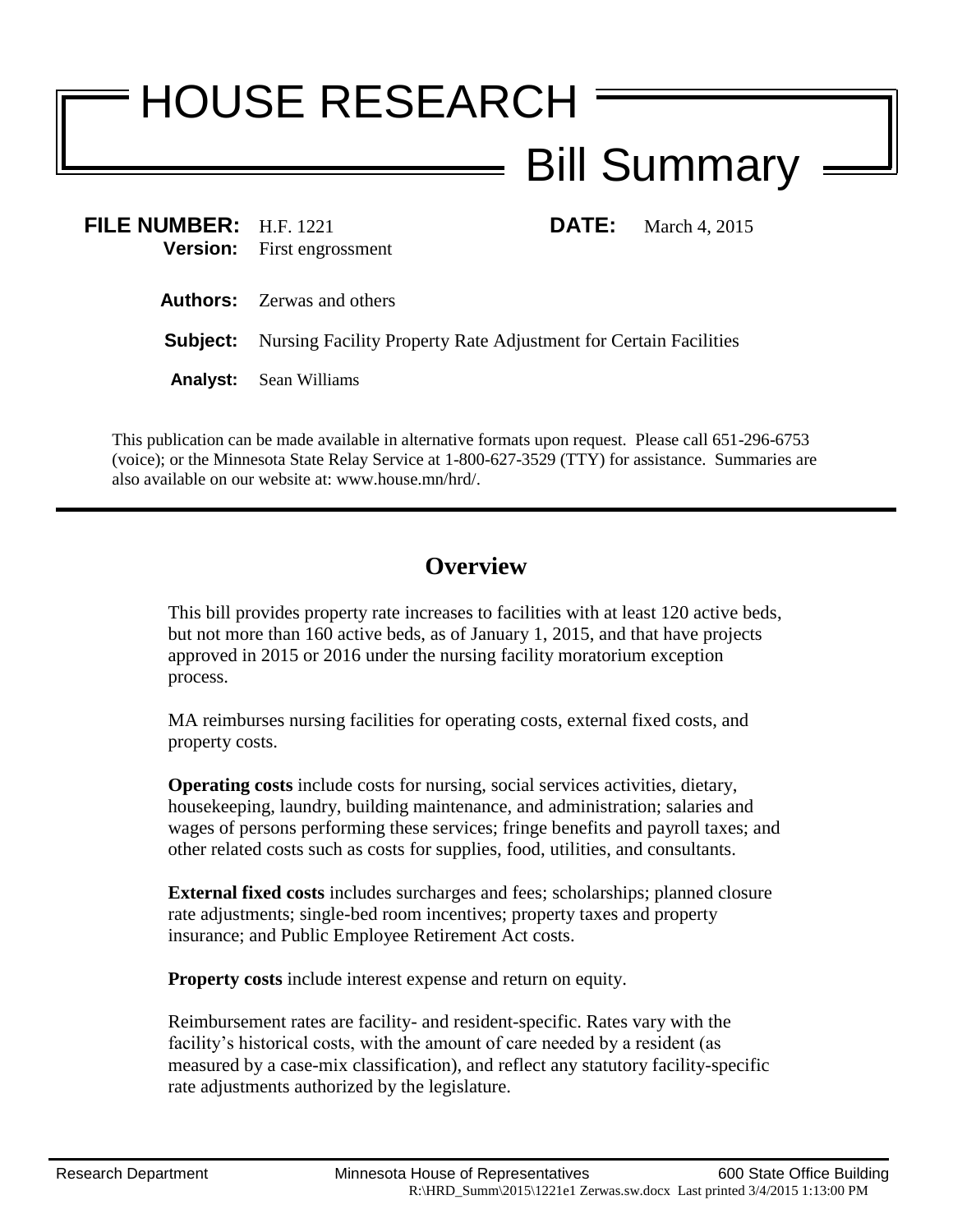# HOUSE RESEARCH

## Bill Summary

**FILE NUMBER:** H.F. 1221 **DATE:** March 4, 2015
**Version:** First engrossment

**Authors:** Zerwas and others

**Subject:** Nursing Facility Property Rate Adjustment for Certain Facilities

**Analyst:** Sean Williams

This publication can be made available in alternative formats upon request. Please call 651-296-6753 (voice); or the Minnesota State Relay Service at 1-800-627-3529 (TTY) for assistance. Summaries are also available on our website at: www.house.mn/hrd/.

---

## Overview

This bill provides property rate increases to facilities with at least 120 active beds, but not more than 160 active beds, as of January 1, 2015, and that have projects approved in 2015 or 2016 under the nursing facility moratorium exception process.

MA reimburses nursing facilities for operating costs, external fixed costs, and property costs.

**Operating costs** include costs for nursing, social services activities, dietary, housekeeping, laundry, building maintenance, and administration; salaries and wages of persons performing these services; fringe benefits and payroll taxes; and other related costs such as costs for supplies, food, utilities, and consultants.

**External fixed costs** includes surcharges and fees; scholarships; planned closure rate adjustments; single-bed room incentives; property taxes and property insurance; and Public Employee Retirement Act costs.

**Property costs** include interest expense and return on equity.

Reimbursement rates are facility- and resident-specific. Rates vary with the facility's historical costs, with the amount of care needed by a resident (as measured by a case-mix classification), and reflect any statutory facility-specific rate adjustments authorized by the legislature.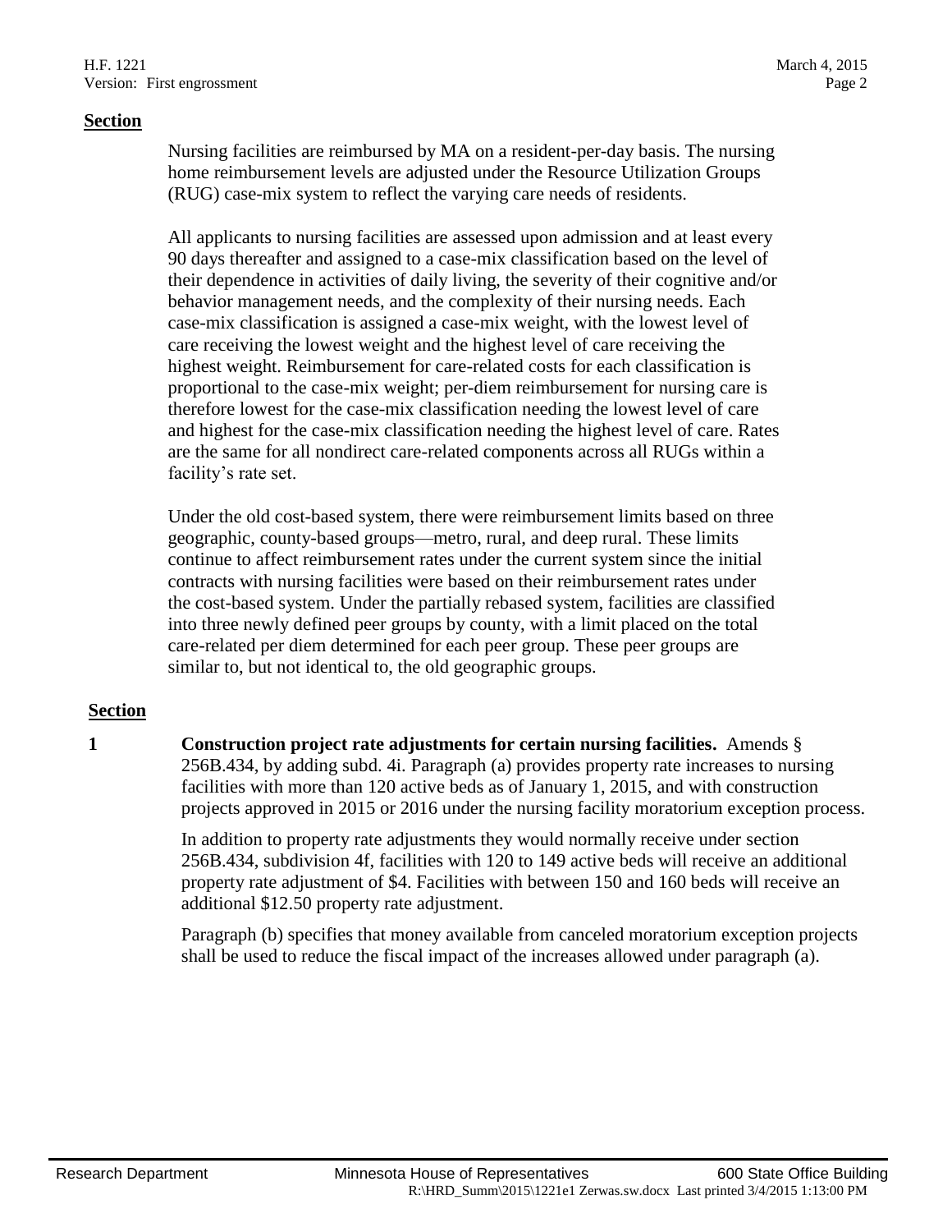**Section**

Nursing facilities are reimbursed by MA on a resident-per-day basis. The nursing home reimbursement levels are adjusted under the Resource Utilization Groups (RUG) case-mix system to reflect the varying care needs of residents.

All applicants to nursing facilities are assessed upon admission and at least every 90 days thereafter and assigned to a case-mix classification based on the level of their dependence in activities of daily living, the severity of their cognitive and/or behavior management needs, and the complexity of their nursing needs. Each case-mix classification is assigned a case-mix weight, with the lowest level of care receiving the lowest weight and the highest level of care receiving the highest weight. Reimbursement for care-related costs for each classification is proportional to the case-mix weight; per-diem reimbursement for nursing care is therefore lowest for the case-mix classification needing the lowest level of care and highest for the case-mix classification needing the highest level of care. Rates are the same for all nondirect care-related components across all RUGs within a facility's rate set.

Under the old cost-based system, there were reimbursement limits based on three geographic, county-based groups—metro, rural, and deep rural. These limits continue to affect reimbursement rates under the current system since the initial contracts with nursing facilities were based on their reimbursement rates under the cost-based system. Under the partially rebased system, facilities are classified into three newly defined peer groups by county, with a limit placed on the total care-related per diem determined for each peer group. These peer groups are similar to, but not identical to, the old geographic groups.

**Section**

**1** **Construction project rate adjustments for certain nursing facilities.** Amends § 256B.434, by adding subd. 4i. Paragraph (a) provides property rate increases to nursing facilities with more than 120 active beds as of January 1, 2015, and with construction projects approved in 2015 or 2016 under the nursing facility moratorium exception process.

In addition to property rate adjustments they would normally receive under section 256B.434, subdivision 4f, facilities with 120 to 149 active beds will receive an additional property rate adjustment of $4. Facilities with between 150 and 160 beds will receive an additional $12.50 property rate adjustment.

Paragraph (b) specifies that money available from canceled moratorium exception projects shall be used to reduce the fiscal impact of the increases allowed under paragraph (a).